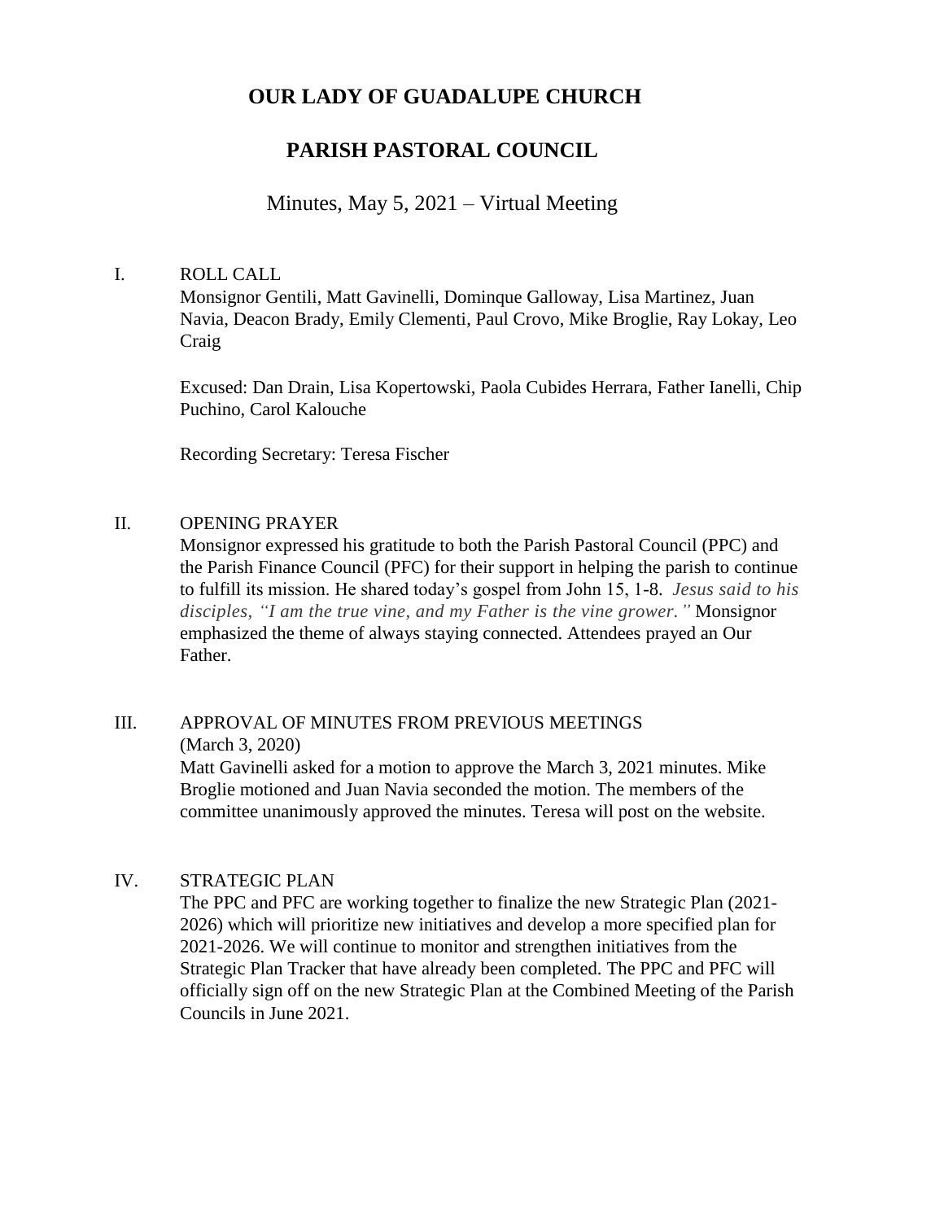# OUR LADY OF GUADALUPE CHURCH

## PARISH PASTORAL COUNCIL

Minutes, May 5, 2021 – Virtual Meeting

I. ROLL CALL

Monsignor Gentili, Matt Gavinelli, Dominque Galloway, Lisa Martinez, Juan Navia, Deacon Brady, Emily Clementi, Paul Crovo, Mike Broglie, Ray Lokay, Leo Craig

Excused: Dan Drain, Lisa Kopertowski, Paola Cubides Herrara, Father Ianelli, Chip Puchino, Carol Kalouche

Recording Secretary: Teresa Fischer

II. OPENING PRAYER

Monsignor expressed his gratitude to both the Parish Pastoral Council (PPC) and the Parish Finance Council (PFC) for their support in helping the parish to continue to fulfill its mission. He shared today's gospel from John 15, 1-8. *Jesus said to his disciples, "I am the true vine, and my Father is the vine grower."* Monsignor emphasized the theme of always staying connected. Attendees prayed an Our Father.

III. APPROVAL OF MINUTES FROM PREVIOUS MEETINGS (March 3, 2020)

Matt Gavinelli asked for a motion to approve the March 3, 2021 minutes. Mike Broglie motioned and Juan Navia seconded the motion. The members of the committee unanimously approved the minutes. Teresa will post on the website.

IV. STRATEGIC PLAN

The PPC and PFC are working together to finalize the new Strategic Plan (2021-2026) which will prioritize new initiatives and develop a more specified plan for 2021-2026. We will continue to monitor and strengthen initiatives from the Strategic Plan Tracker that have already been completed. The PPC and PFC will officially sign off on the new Strategic Plan at the Combined Meeting of the Parish Councils in June 2021.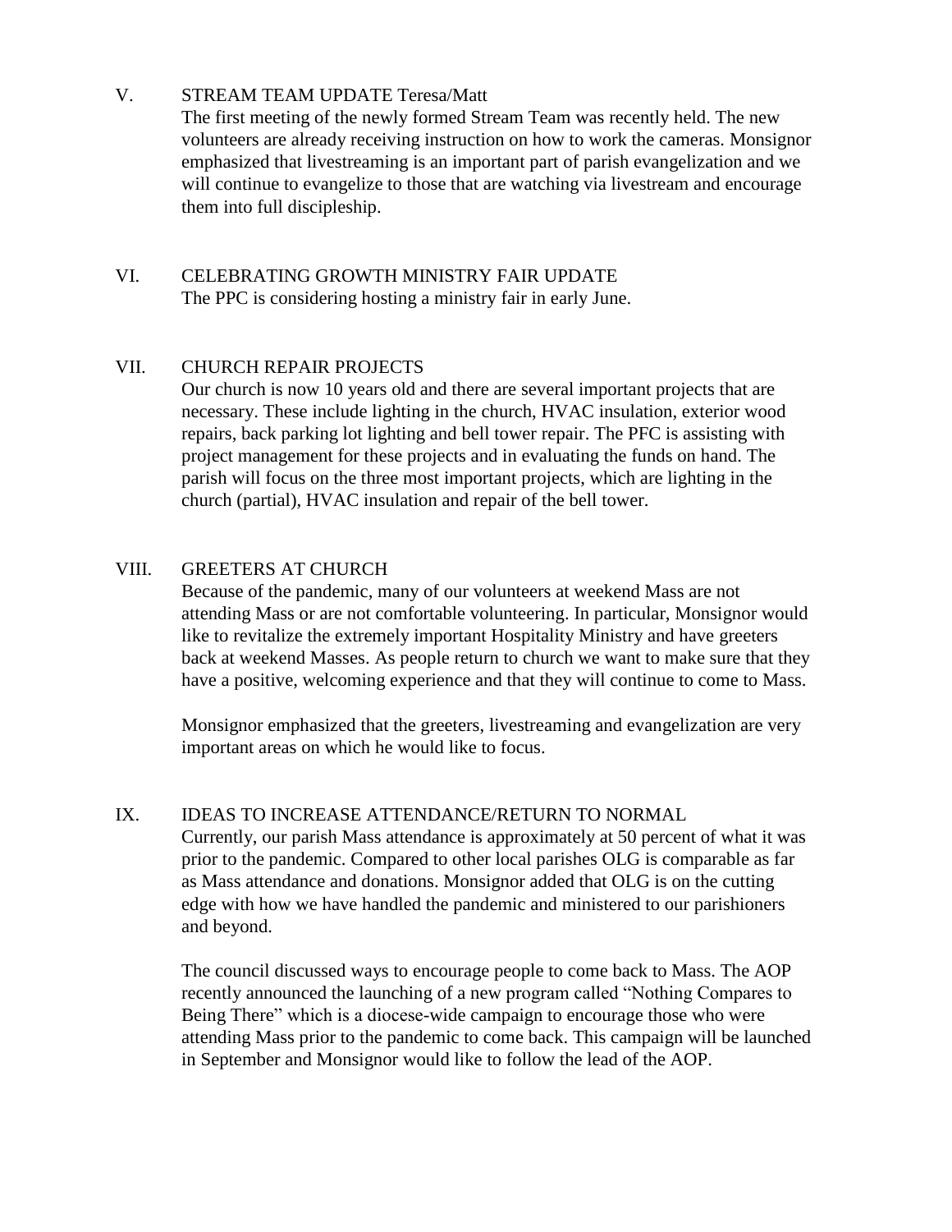## V. STREAM TEAM UPDATE Teresa/Matt

The first meeting of the newly formed Stream Team was recently held. The new volunteers are already receiving instruction on how to work the cameras. Monsignor emphasized that livestreaming is an important part of parish evangelization and we will continue to evangelize to those that are watching via livestream and encourage them into full discipleship.

## VI. CELEBRATING GROWTH MINISTRY FAIR UPDATE

The PPC is considering hosting a ministry fair in early June.

## VII. CHURCH REPAIR PROJECTS

Our church is now 10 years old and there are several important projects that are necessary. These include lighting in the church, HVAC insulation, exterior wood repairs, back parking lot lighting and bell tower repair. The PFC is assisting with project management for these projects and in evaluating the funds on hand. The parish will focus on the three most important projects, which are lighting in the church (partial), HVAC insulation and repair of the bell tower.

## VIII. GREETERS AT CHURCH

Because of the pandemic, many of our volunteers at weekend Mass are not attending Mass or are not comfortable volunteering. In particular, Monsignor would like to revitalize the extremely important Hospitality Ministry and have greeters back at weekend Masses. As people return to church we want to make sure that they have a positive, welcoming experience and that they will continue to come to Mass.

Monsignor emphasized that the greeters, livestreaming and evangelization are very important areas on which he would like to focus.

## IX. IDEAS TO INCREASE ATTENDANCE/RETURN TO NORMAL

Currently, our parish Mass attendance is approximately at 50 percent of what it was prior to the pandemic. Compared to other local parishes OLG is comparable as far as Mass attendance and donations. Monsignor added that OLG is on the cutting edge with how we have handled the pandemic and ministered to our parishioners and beyond.

The council discussed ways to encourage people to come back to Mass. The AOP recently announced the launching of a new program called "Nothing Compares to Being There" which is a diocese-wide campaign to encourage those who were attending Mass prior to the pandemic to come back. This campaign will be launched in September and Monsignor would like to follow the lead of the AOP.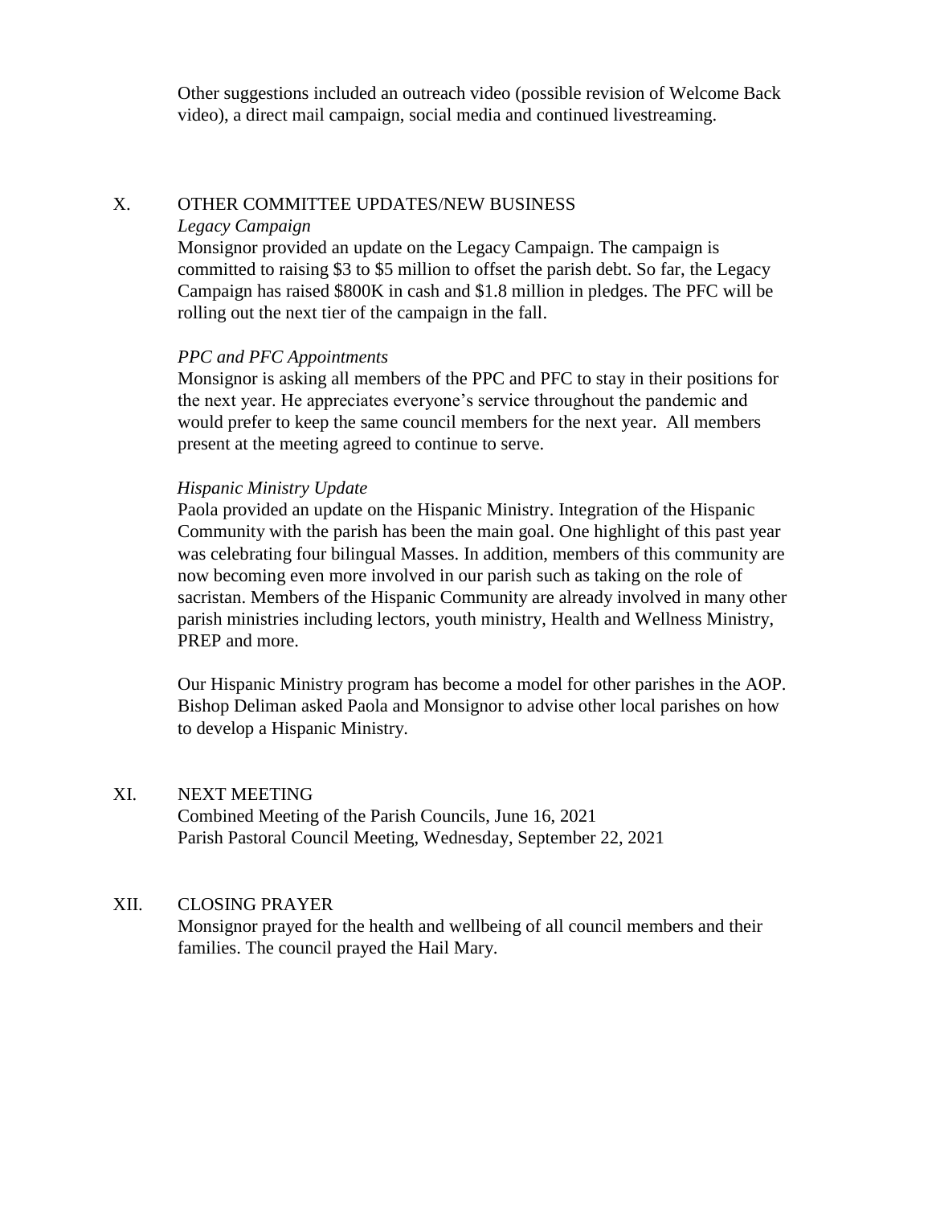Other suggestions included an outreach video (possible revision of Welcome Back video), a direct mail campaign, social media and continued livestreaming.

## X. OTHER COMMITTEE UPDATES/NEW BUSINESS

*Legacy Campaign*

Monsignor provided an update on the Legacy Campaign. The campaign is committed to raising $3 to $5 million to offset the parish debt. So far, the Legacy Campaign has raised $800K in cash and $1.8 million in pledges. The PFC will be rolling out the next tier of the campaign in the fall.

*PPC and PFC Appointments*

Monsignor is asking all members of the PPC and PFC to stay in their positions for the next year. He appreciates everyone's service throughout the pandemic and would prefer to keep the same council members for the next year. All members present at the meeting agreed to continue to serve.

*Hispanic Ministry Update*

Paola provided an update on the Hispanic Ministry. Integration of the Hispanic Community with the parish has been the main goal. One highlight of this past year was celebrating four bilingual Masses. In addition, members of this community are now becoming even more involved in our parish such as taking on the role of sacristan. Members of the Hispanic Community are already involved in many other parish ministries including lectors, youth ministry, Health and Wellness Ministry, PREP and more.

Our Hispanic Ministry program has become a model for other parishes in the AOP. Bishop Deliman asked Paola and Monsignor to advise other local parishes on how to develop a Hispanic Ministry.

## XI. NEXT MEETING

Combined Meeting of the Parish Councils, June 16, 2021
Parish Pastoral Council Meeting, Wednesday, September 22, 2021

## XII. CLOSING PRAYER

Monsignor prayed for the health and wellbeing of all council members and their families. The council prayed the Hail Mary.